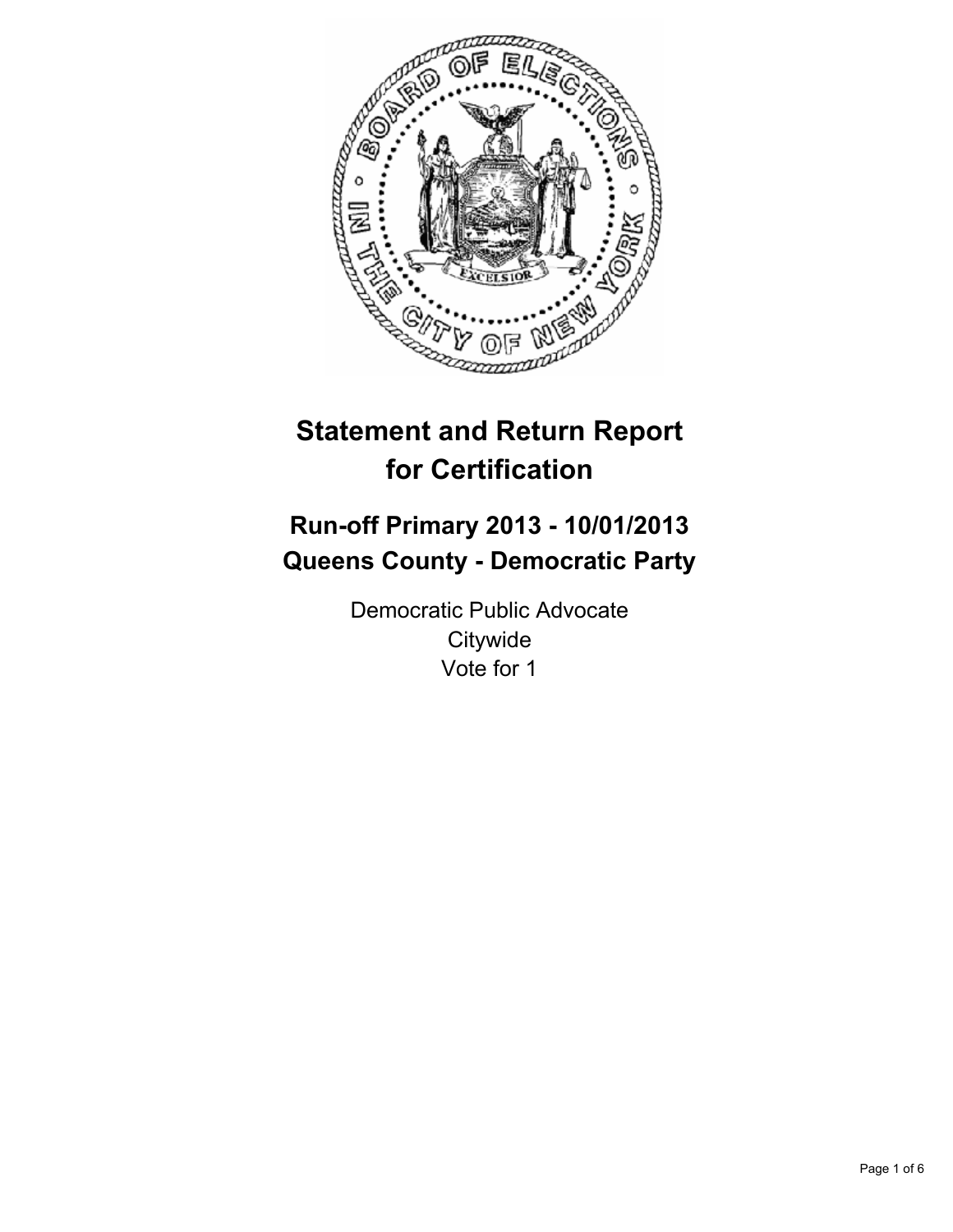# Statement and Return Report for Certification

## Run-off Primary 2013 - 10/01/2013
## Queens County - Democratic Party

Democratic Public Advocate
Citywide
Vote for 1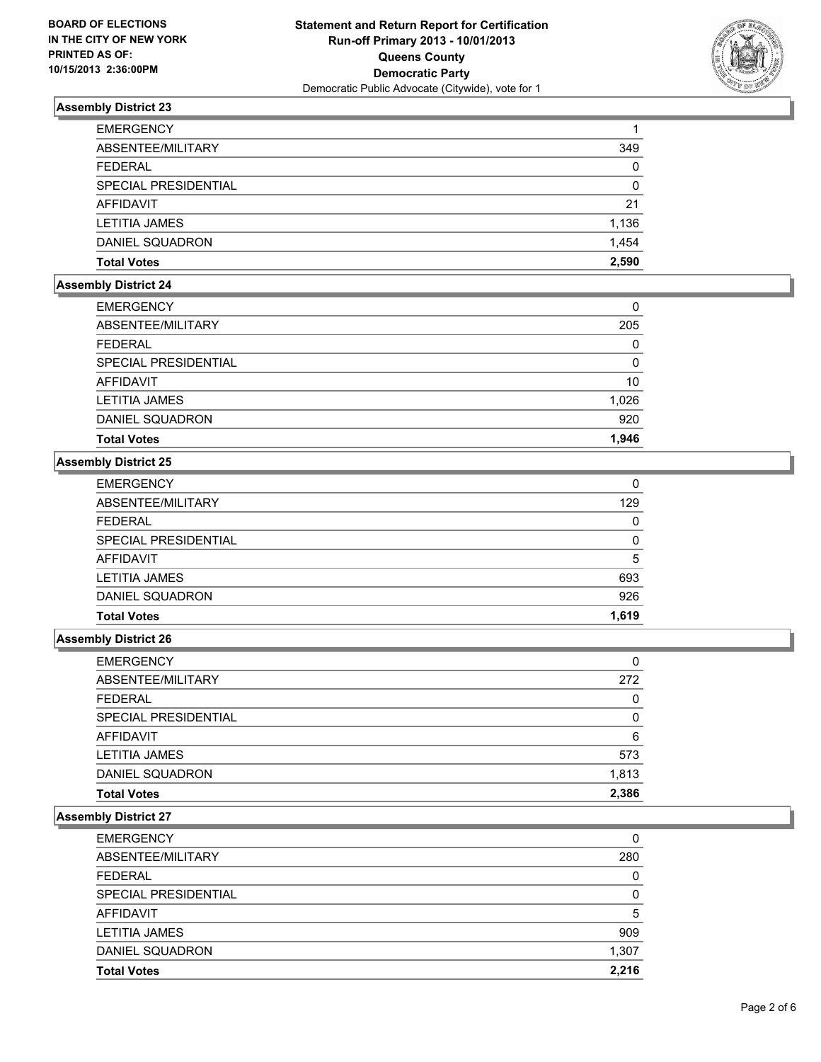**BOARD OF ELECTIONS IN THE CITY OF NEW YORK PRINTED AS OF: 10/15/2013 2:36:00PM**

**Statement and Return Report for Certification**
**Run-off Primary 2013 - 10/01/2013**
**Queens County**
**Democratic Party**
Democratic Public Advocate (Citywide), vote for 1

### Assembly District 23

| | |
|---|---|
| EMERGENCY | 1 |
| ABSENTEE/MILITARY | 349 |
| FEDERAL | 0 |
| SPECIAL PRESIDENTIAL | 0 |
| AFFIDAVIT | 21 |
| LETITIA JAMES | 1,136 |
| DANIEL SQUADRON | 1,454 |
| **Total Votes** | **2,590** |

### Assembly District 24

| | |
|---|---|
| EMERGENCY | 0 |
| ABSENTEE/MILITARY | 205 |
| FEDERAL | 0 |
| SPECIAL PRESIDENTIAL | 0 |
| AFFIDAVIT | 10 |
| LETITIA JAMES | 1,026 |
| DANIEL SQUADRON | 920 |
| **Total Votes** | **1,946** |

### Assembly District 25

| | |
|---|---|
| EMERGENCY | 0 |
| ABSENTEE/MILITARY | 129 |
| FEDERAL | 0 |
| SPECIAL PRESIDENTIAL | 0 |
| AFFIDAVIT | 5 |
| LETITIA JAMES | 693 |
| DANIEL SQUADRON | 926 |
| **Total Votes** | **1,619** |

### Assembly District 26

| | |
|---|---|
| EMERGENCY | 0 |
| ABSENTEE/MILITARY | 272 |
| FEDERAL | 0 |
| SPECIAL PRESIDENTIAL | 0 |
| AFFIDAVIT | 6 |
| LETITIA JAMES | 573 |
| DANIEL SQUADRON | 1,813 |
| **Total Votes** | **2,386** |

### Assembly District 27

| | |
|---|---|
| EMERGENCY | 0 |
| ABSENTEE/MILITARY | 280 |
| FEDERAL | 0 |
| SPECIAL PRESIDENTIAL | 0 |
| AFFIDAVIT | 5 |
| LETITIA JAMES | 909 |
| DANIEL SQUADRON | 1,307 |
| **Total Votes** | **2,216** |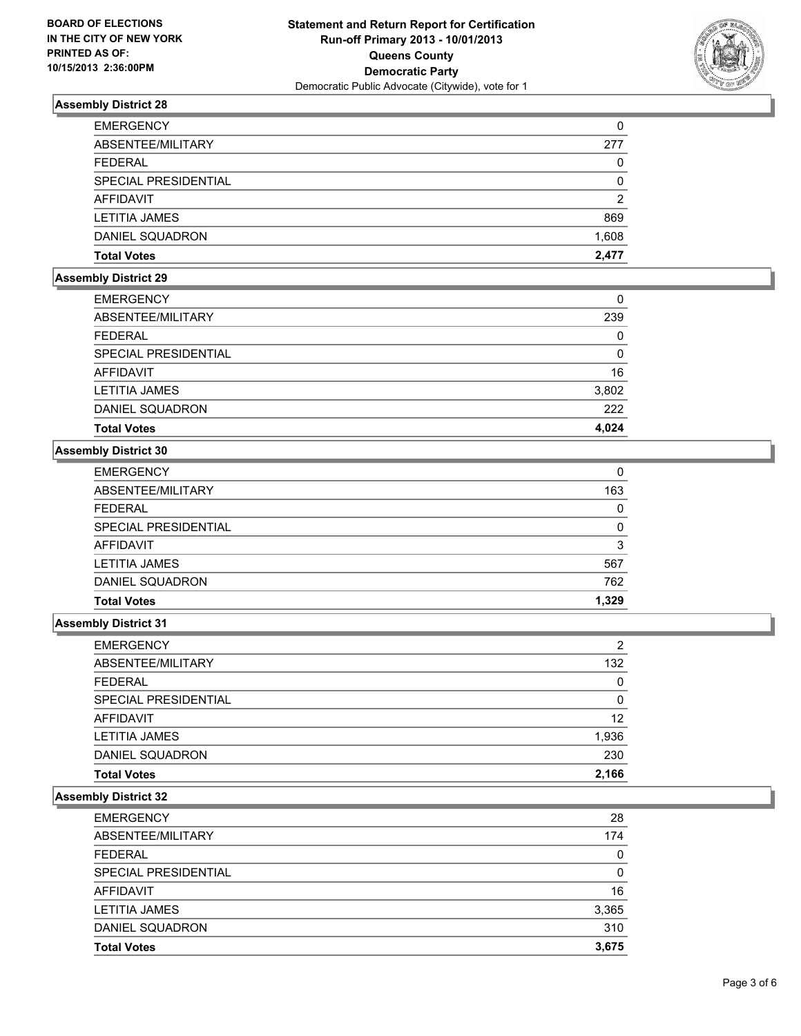**BOARD OF ELECTIONS IN THE CITY OF NEW YORK PRINTED AS OF: 10/15/2013 2:36:00PM**

**Statement and Return Report for Certification Run-off Primary 2013 - 10/01/2013 Queens County Democratic Party**
Democratic Public Advocate (Citywide), vote for 1

### Assembly District 28

| | |
|---|---|
| EMERGENCY | 0 |
| ABSENTEE/MILITARY | 277 |
| FEDERAL | 0 |
| SPECIAL PRESIDENTIAL | 0 |
| AFFIDAVIT | 2 |
| LETITIA JAMES | 869 |
| DANIEL SQUADRON | 1,608 |
| **Total Votes** | **2,477** |

### Assembly District 29

| | |
|---|---|
| EMERGENCY | 0 |
| ABSENTEE/MILITARY | 239 |
| FEDERAL | 0 |
| SPECIAL PRESIDENTIAL | 0 |
| AFFIDAVIT | 16 |
| LETITIA JAMES | 3,802 |
| DANIEL SQUADRON | 222 |
| **Total Votes** | **4,024** |

### Assembly District 30

| | |
|---|---|
| EMERGENCY | 0 |
| ABSENTEE/MILITARY | 163 |
| FEDERAL | 0 |
| SPECIAL PRESIDENTIAL | 0 |
| AFFIDAVIT | 3 |
| LETITIA JAMES | 567 |
| DANIEL SQUADRON | 762 |
| **Total Votes** | **1,329** |

### Assembly District 31

| | |
|---|---|
| EMERGENCY | 2 |
| ABSENTEE/MILITARY | 132 |
| FEDERAL | 0 |
| SPECIAL PRESIDENTIAL | 0 |
| AFFIDAVIT | 12 |
| LETITIA JAMES | 1,936 |
| DANIEL SQUADRON | 230 |
| **Total Votes** | **2,166** |

### Assembly District 32

| | |
|---|---|
| EMERGENCY | 28 |
| ABSENTEE/MILITARY | 174 |
| FEDERAL | 0 |
| SPECIAL PRESIDENTIAL | 0 |
| AFFIDAVIT | 16 |
| LETITIA JAMES | 3,365 |
| DANIEL SQUADRON | 310 |
| **Total Votes** | **3,675** |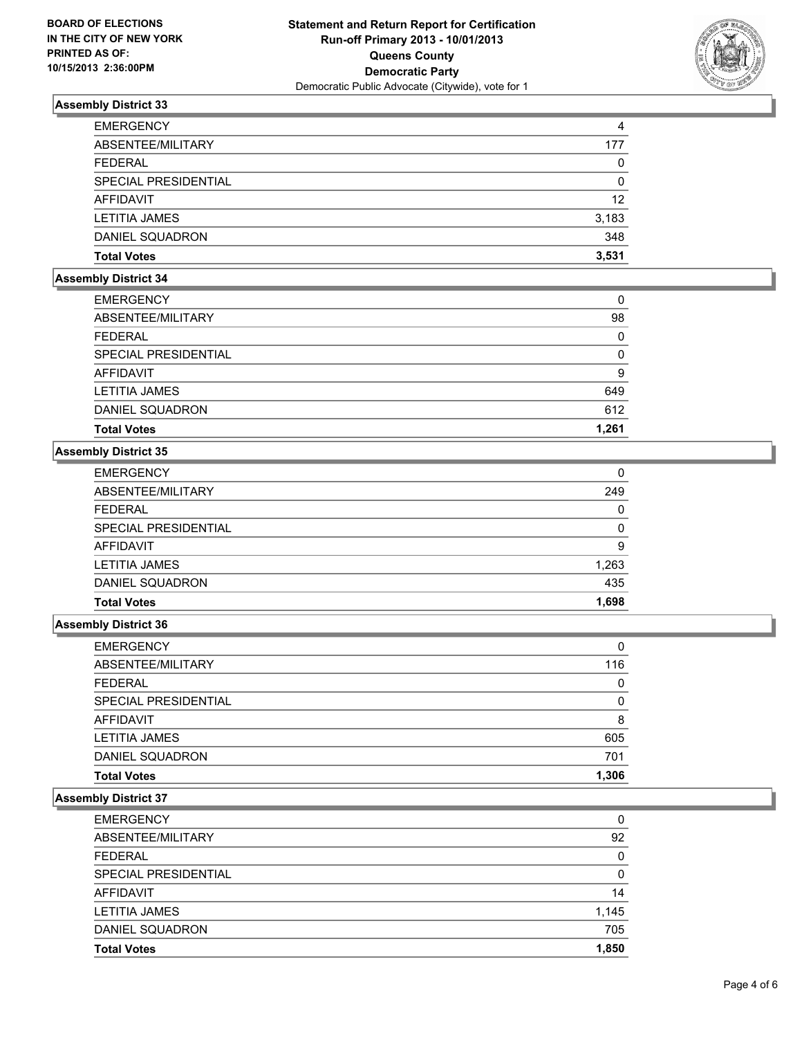**BOARD OF ELECTIONS IN THE CITY OF NEW YORK PRINTED AS OF: 10/15/2013 2:36:00PM**

**Statement and Return Report for Certification**
**Run-off Primary 2013 - 10/01/2013**
**Queens County**
**Democratic Party**
Democratic Public Advocate (Citywide), vote for 1

### Assembly District 33

| | |
|---|---|
| EMERGENCY | 4 |
| ABSENTEE/MILITARY | 177 |
| FEDERAL | 0 |
| SPECIAL PRESIDENTIAL | 0 |
| AFFIDAVIT | 12 |
| LETITIA JAMES | 3,183 |
| DANIEL SQUADRON | 348 |
| **Total Votes** | **3,531** |

### Assembly District 34

| | |
|---|---|
| EMERGENCY | 0 |
| ABSENTEE/MILITARY | 98 |
| FEDERAL | 0 |
| SPECIAL PRESIDENTIAL | 0 |
| AFFIDAVIT | 9 |
| LETITIA JAMES | 649 |
| DANIEL SQUADRON | 612 |
| **Total Votes** | **1,261** |

### Assembly District 35

| | |
|---|---|
| EMERGENCY | 0 |
| ABSENTEE/MILITARY | 249 |
| FEDERAL | 0 |
| SPECIAL PRESIDENTIAL | 0 |
| AFFIDAVIT | 9 |
| LETITIA JAMES | 1,263 |
| DANIEL SQUADRON | 435 |
| **Total Votes** | **1,698** |

### Assembly District 36

| | |
|---|---|
| EMERGENCY | 0 |
| ABSENTEE/MILITARY | 116 |
| FEDERAL | 0 |
| SPECIAL PRESIDENTIAL | 0 |
| AFFIDAVIT | 8 |
| LETITIA JAMES | 605 |
| DANIEL SQUADRON | 701 |
| **Total Votes** | **1,306** |

### Assembly District 37

| | |
|---|---|
| EMERGENCY | 0 |
| ABSENTEE/MILITARY | 92 |
| FEDERAL | 0 |
| SPECIAL PRESIDENTIAL | 0 |
| AFFIDAVIT | 14 |
| LETITIA JAMES | 1,145 |
| DANIEL SQUADRON | 705 |
| **Total Votes** | **1,850** |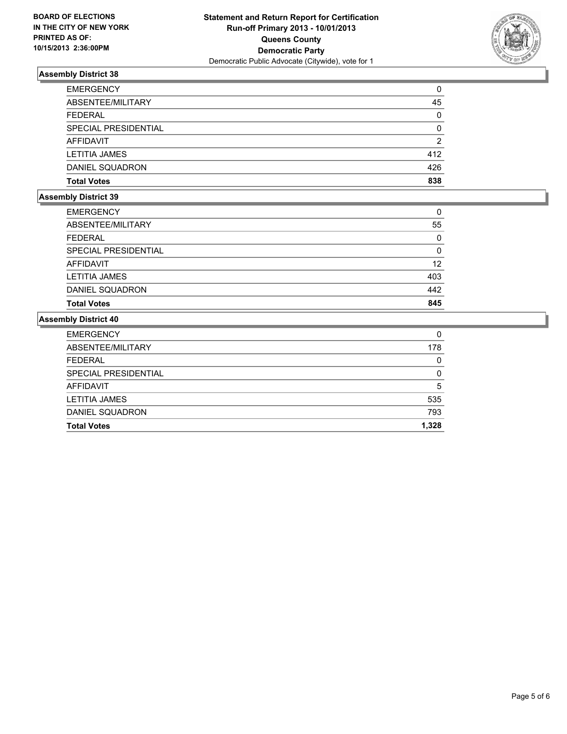**BOARD OF ELECTIONS IN THE CITY OF NEW YORK PRINTED AS OF: 10/15/2013 2:36:00PM**

**Statement and Return Report for Certification**
**Run-off Primary 2013 - 10/01/2013**
**Queens County**
**Democratic Party**
Democratic Public Advocate (Citywide), vote for 1

### Assembly District 38

| | |
|---|---|
| EMERGENCY | 0 |
| ABSENTEE/MILITARY | 45 |
| FEDERAL | 0 |
| SPECIAL PRESIDENTIAL | 0 |
| AFFIDAVIT | 2 |
| LETITIA JAMES | 412 |
| DANIEL SQUADRON | 426 |
| **Total Votes** | **838** |

### Assembly District 39

| | |
|---|---|
| EMERGENCY | 0 |
| ABSENTEE/MILITARY | 55 |
| FEDERAL | 0 |
| SPECIAL PRESIDENTIAL | 0 |
| AFFIDAVIT | 12 |
| LETITIA JAMES | 403 |
| DANIEL SQUADRON | 442 |
| **Total Votes** | **845** |

### Assembly District 40

| | |
|---|---|
| EMERGENCY | 0 |
| ABSENTEE/MILITARY | 178 |
| FEDERAL | 0 |
| SPECIAL PRESIDENTIAL | 0 |
| AFFIDAVIT | 5 |
| LETITIA JAMES | 535 |
| DANIEL SQUADRON | 793 |
| **Total Votes** | **1,328** |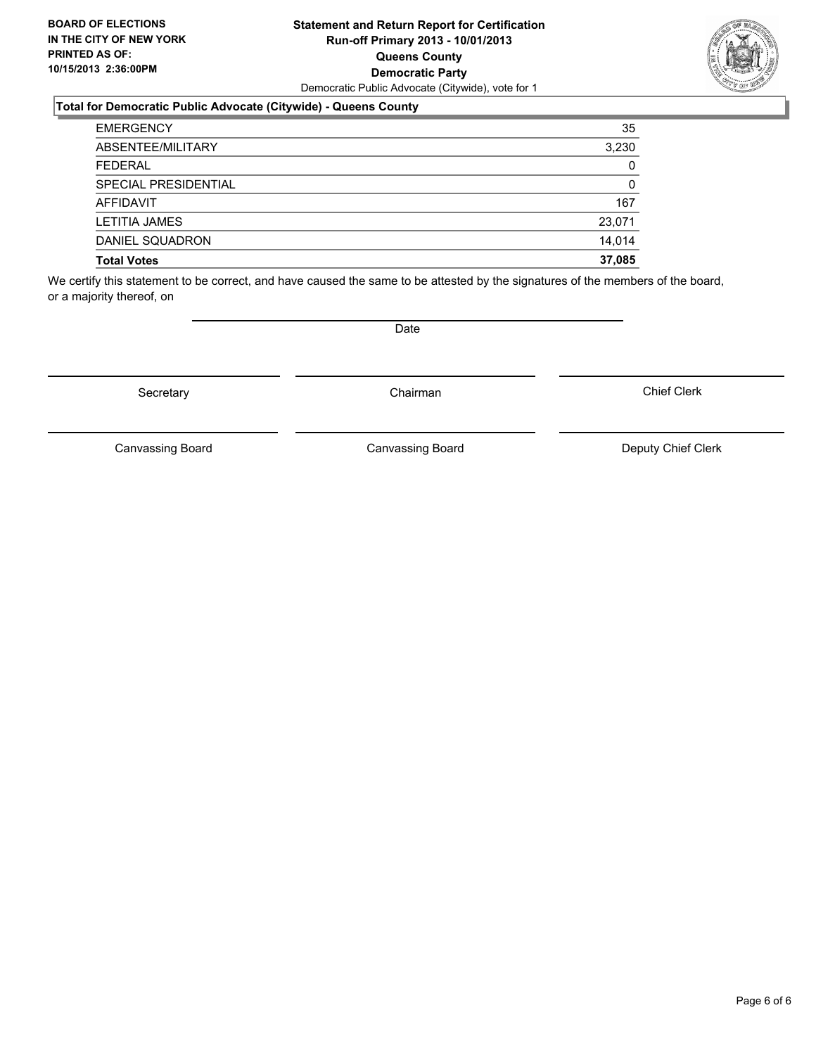**BOARD OF ELECTIONS IN THE CITY OF NEW YORK PRINTED AS OF: 10/15/2013 2:36:00PM**

**Statement and Return Report for Certification**
**Run-off Primary 2013 - 10/01/2013**
**Queens County**
**Democratic Party**
Democratic Public Advocate (Citywide), vote for 1

### Total for Democratic Public Advocate (Citywide) - Queens County

| | |
|---|---|
| EMERGENCY | 35 |
| ABSENTEE/MILITARY | 3,230 |
| FEDERAL | 0 |
| SPECIAL PRESIDENTIAL | 0 |
| AFFIDAVIT | 167 |
| LETITIA JAMES | 23,071 |
| DANIEL SQUADRON | 14,014 |
| **Total Votes** | **37,085** |

We certify this statement to be correct, and have caused the same to be attested by the signatures of the members of the board, or a majority thereof, on

Date

Secretary

Chairman

Chief Clerk

Canvassing Board

Canvassing Board

Deputy Chief Clerk